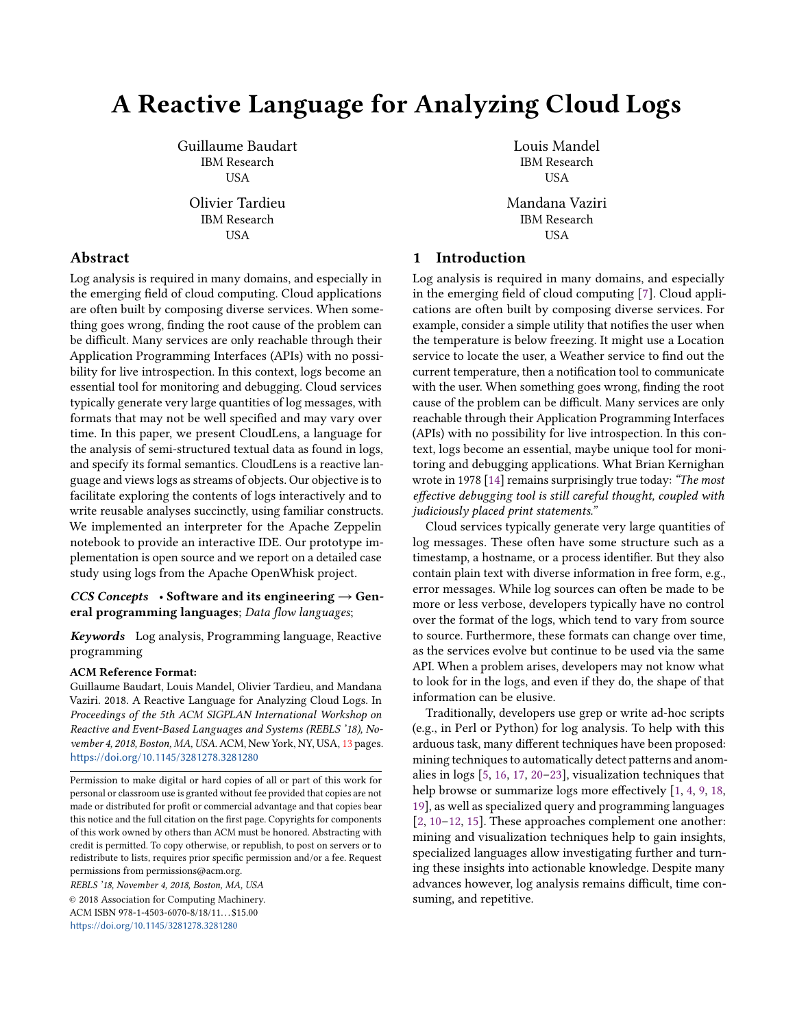# A Reactive Language for Analyzing Cloud Logs

Guillaume Baudart
IBM Research
USA

Louis Mandel
IBM Research
USA

Olivier Tardieu
IBM Research
USA

Mandana Vaziri
IBM Research
USA

## Abstract

Log analysis is required in many domains, and especially in the emerging field of cloud computing. Cloud applications are often built by composing diverse services. When something goes wrong, finding the root cause of the problem can be difficult. Many services are only reachable through their Application Programming Interfaces (APIs) with no possibility for live introspection. In this context, logs become an essential tool for monitoring and debugging. Cloud services typically generate very large quantities of log messages, with formats that may not be well specified and may vary over time. In this paper, we present CloudLens, a language for the analysis of semi-structured textual data as found in logs, and specify its formal semantics. CloudLens is a reactive language and views logs as streams of objects. Our objective is to facilitate exploring the contents of logs interactively and to write reusable analyses succinctly, using familiar constructs. We implemented an interpreter for the Apache Zeppelin notebook to provide an interactive IDE. Our prototype implementation is open source and we report on a detailed case study using logs from the Apache OpenWhisk project.

***CCS Concepts*** • **Software and its engineering** → **General programming languages**; *Data flow languages*;

***Keywords*** Log analysis, Programming language, Reactive programming

**ACM Reference Format:**
Guillaume Baudart, Louis Mandel, Olivier Tardieu, and Mandana Vaziri. 2018. A Reactive Language for Analyzing Cloud Logs. In *Proceedings of the 5th ACM SIGPLAN International Workshop on Reactive and Event-Based Languages and Systems (REBLS '18), November 4, 2018, Boston, MA, USA.* ACM, New York, NY, USA, 13 pages. https://doi.org/10.1145/3281278.3281280

Permission to make digital or hard copies of all or part of this work for personal or classroom use is granted without fee provided that copies are not made or distributed for profit or commercial advantage and that copies bear this notice and the full citation on the first page. Copyrights for components of this work owned by others than ACM must be honored. Abstracting with credit is permitted. To copy otherwise, or republish, to post on servers or to redistribute to lists, requires prior specific permission and/or a fee. Request permissions from permissions@acm.org.

*REBLS '18, November 4, 2018, Boston, MA, USA*
© 2018 Association for Computing Machinery.
ACM ISBN 978-1-4503-6070-8/18/11...$15.00
https://doi.org/10.1145/3281278.3281280

## 1 Introduction

Log analysis is required in many domains, and especially in the emerging field of cloud computing [7]. Cloud applications are often built by composing diverse services. For example, consider a simple utility that notifies the user when the temperature is below freezing. It might use a Location service to locate the user, a Weather service to find out the current temperature, then a notification tool to communicate with the user. When something goes wrong, finding the root cause of the problem can be difficult. Many services are only reachable through their Application Programming Interfaces (APIs) with no possibility for live introspection. In this context, logs become an essential, maybe unique tool for monitoring and debugging applications. What Brian Kernighan wrote in 1978 [14] remains surprisingly true today: *"The most effective debugging tool is still careful thought, coupled with judiciously placed print statements."*

Cloud services typically generate very large quantities of log messages. These often have some structure such as a timestamp, a hostname, or a process identifier. But they also contain plain text with diverse information in free form, e.g., error messages. While log sources can often be made to be more or less verbose, developers typically have no control over the format of the logs, which tend to vary from source to source. Furthermore, these formats can change over time, as the services evolve but continue to be used via the same API. When a problem arises, developers may not know what to look for in the logs, and even if they do, the shape of that information can be elusive.

Traditionally, developers use grep or write ad-hoc scripts (e.g., in Perl or Python) for log analysis. To help with this arduous task, many different techniques have been proposed: mining techniques to automatically detect patterns and anomalies in logs [5, 16, 17, 20–23], visualization techniques that help browse or summarize logs more effectively [1, 4, 9, 18, 19], as well as specialized query and programming languages [2, 10–12, 15]. These approaches complement one another: mining and visualization techniques help to gain insights, specialized languages allow investigating further and turning these insights into actionable knowledge. Despite many advances however, log analysis remains difficult, time consuming, and repetitive.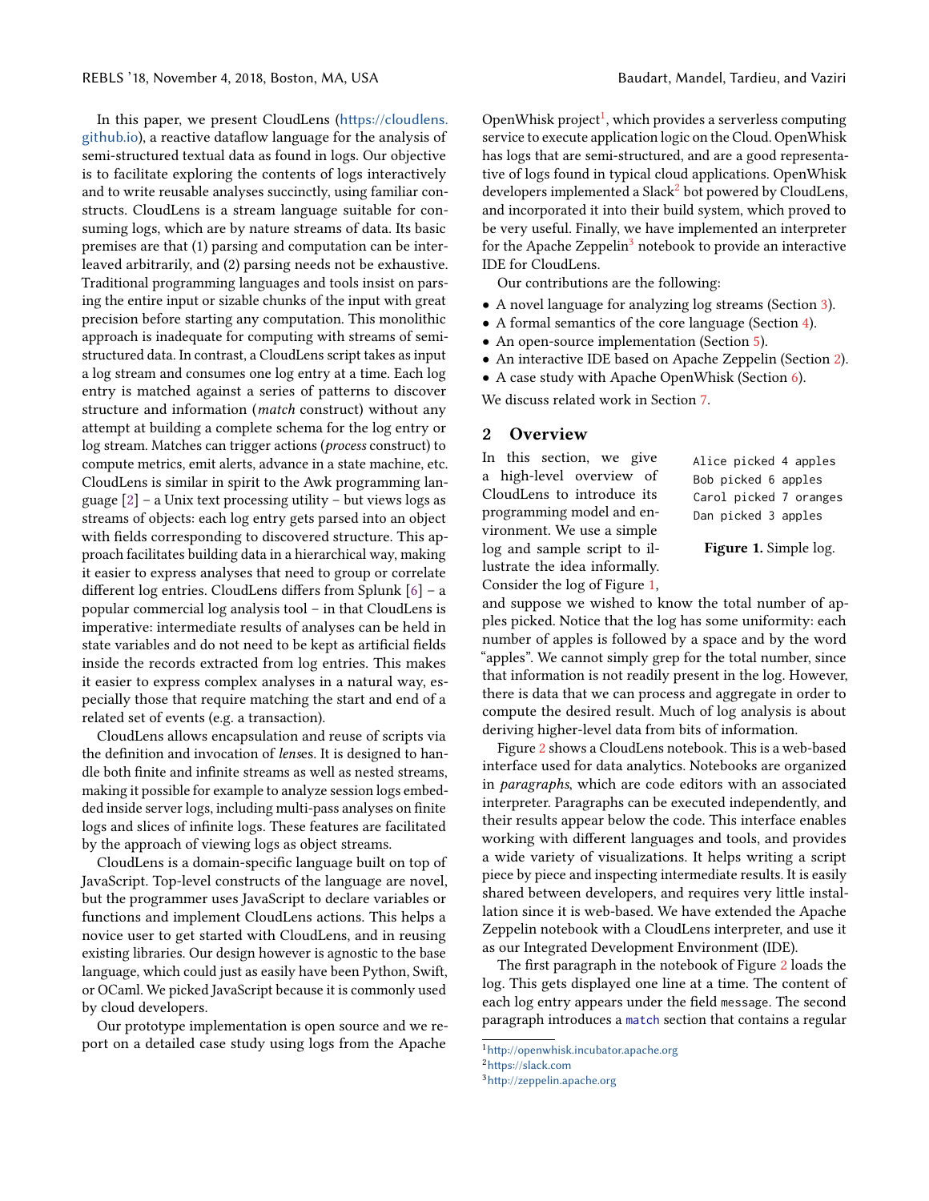In this paper, we present CloudLens (https://cloudlens.github.io), a reactive dataflow language for the analysis of semi-structured textual data as found in logs. Our objective is to facilitate exploring the contents of logs interactively and to write reusable analyses succinctly, using familiar constructs. CloudLens is a stream language suitable for consuming logs, which are by nature streams of data. Its basic premises are that (1) parsing and computation can be interleaved arbitrarily, and (2) parsing needs not be exhaustive. Traditional programming languages and tools insist on parsing the entire input or sizable chunks of the input with great precision before starting any computation. This monolithic approach is inadequate for computing with streams of semi-structured data. In contrast, a CloudLens script takes as input a log stream and consumes one log entry at a time. Each log entry is matched against a series of patterns to discover structure and information (*match* construct) without any attempt at building a complete schema for the log entry or log stream. Matches can trigger actions (*process* construct) to compute metrics, emit alerts, advance in a state machine, etc. CloudLens is similar in spirit to the Awk programming language [2] – a Unix text processing utility – but views logs as streams of objects: each log entry gets parsed into an object with fields corresponding to discovered structure. This approach facilitates building data in a hierarchical way, making it easier to express analyses that need to group or correlate different log entries. CloudLens differs from Splunk [6] – a popular commercial log analysis tool – in that CloudLens is imperative: intermediate results of analyses can be held in state variables and do not need to be kept as artificial fields inside the records extracted from log entries. This makes it easier to express complex analyses in a natural way, especially those that require matching the start and end of a related set of events (e.g. a transaction).

CloudLens allows encapsulation and reuse of scripts via the definition and invocation of *lens*es. It is designed to handle both finite and infinite streams as well as nested streams, making it possible for example to analyze session logs embedded inside server logs, including multi-pass analyses on finite logs and slices of infinite logs. These features are facilitated by the approach of viewing logs as object streams.

CloudLens is a domain-specific language built on top of JavaScript. Top-level constructs of the language are novel, but the programmer uses JavaScript to declare variables or functions and implement CloudLens actions. This helps a novice user to get started with CloudLens, and in reusing existing libraries. Our design however is agnostic to the base language, which could just as easily have been Python, Swift, or OCaml. We picked JavaScript because it is commonly used by cloud developers.

Our prototype implementation is open source and we report on a detailed case study using logs from the Apache OpenWhisk project[1], which provides a serverless computing service to execute application logic on the Cloud. OpenWhisk has logs that are semi-structured, and are a good representative of logs found in typical cloud applications. OpenWhisk developers implemented a Slack[2] bot powered by CloudLens, and incorporated it into their build system, which proved to be very useful. Finally, we have implemented an interpreter for the Apache Zeppelin[3] notebook to provide an interactive IDE for CloudLens.

Our contributions are the following:

- A novel language for analyzing log streams (Section 3).
- A formal semantics of the core language (Section 4).
- An open-source implementation (Section 5).
- An interactive IDE based on Apache Zeppelin (Section 2).
- A case study with Apache OpenWhisk (Section 6).

We discuss related work in Section 7.

## 2 Overview

```
Alice picked 4 apples
Bob picked 6 apples
Carol picked 7 oranges
Dan picked 3 apples
```

**Figure 1.** Simple log.

In this section, we give a high-level overview of CloudLens to introduce its programming model and environment. We use a simple log and sample script to illustrate the idea informally. Consider the log of Figure 1, and suppose we wished to know the total number of apples picked. Notice that the log has some uniformity: each number of apples is followed by a space and by the word "apples". We cannot simply grep for the total number, since that information is not readily present in the log. However, there is data that we can process and aggregate in order to compute the desired result. Much of log analysis is about deriving higher-level data from bits of information.

Figure 2 shows a CloudLens notebook. This is a web-based interface used for data analytics. Notebooks are organized in *paragraphs*, which are code editors with an associated interpreter. Paragraphs can be executed independently, and their results appear below the code. This interface enables working with different languages and tools, and provides a wide variety of visualizations. It helps writing a script piece by piece and inspecting intermediate results. It is easily shared between developers, and requires very little installation since it is web-based. We have extended the Apache Zeppelin notebook with a CloudLens interpreter, and use it as our Integrated Development Environment (IDE).

The first paragraph in the notebook of Figure 2 loads the log. This gets displayed one line at a time. The content of each log entry appears under the field `message`. The second paragraph introduces a `match` section that contains a regular

[1] http://openwhisk.incubator.apache.org

[2] https://slack.com

[3] http://zeppelin.apache.org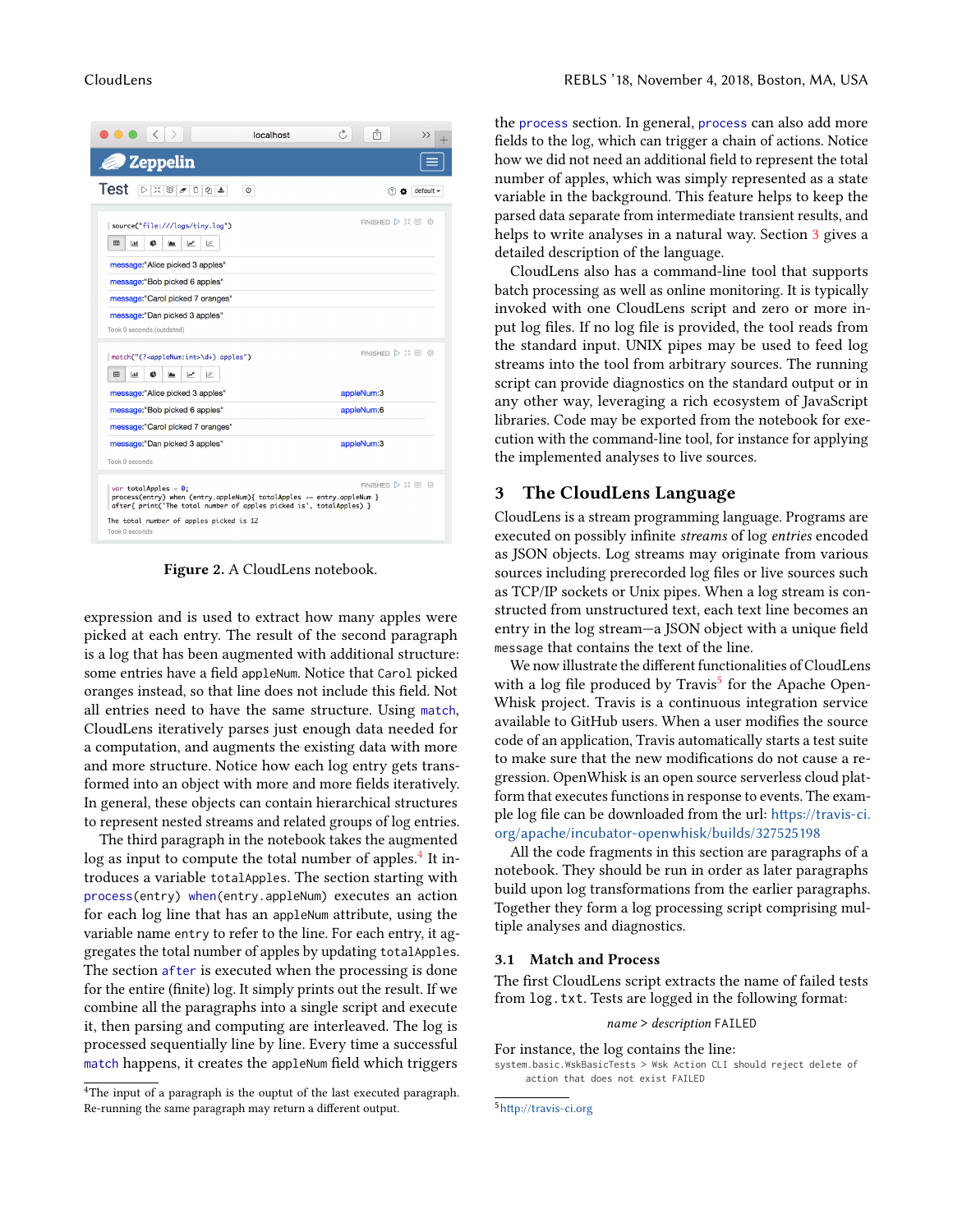Figure 2. A CloudLens notebook.

expression and is used to extract how many apples were picked at each entry. The result of the second paragraph is a log that has been augmented with additional structure: some entries have a field `appleNum`. Notice that `Carol` picked oranges instead, so that line does not include this field. Not all entries need to have the same structure. Using `match`, CloudLens iteratively parses just enough data needed for a computation, and augments the existing data with more and more structure. Notice how each log entry gets transformed into an object with more and more fields iteratively. In general, these objects can contain hierarchical structures to represent nested streams and related groups of log entries.

The third paragraph in the notebook takes the augmented log as input to compute the total number of apples.[4] It introduces a variable `totalApples`. The section starting with `process(entry) when(entry.appleNum)` executes an action for each log line that has an `appleNum` attribute, using the variable name `entry` to refer to the line. For each entry, it aggregates the total number of apples by updating `totalApples`. The section `after` is executed when the processing is done for the entire (finite) log. It simply prints out the result. If we combine all the paragraphs into a single script and execute it, then parsing and computing are interleaved. The log is processed sequentially line by line. Every time a successful `match` happens, it creates the `appleNum` field which triggers the `process` section. In general, `process` can also add more fields to the log, which can trigger a chain of actions. Notice how we did not need an additional field to represent the total number of apples, which was simply represented as a state variable in the background. This feature helps to keep the parsed data separate from intermediate transient results, and helps to write analyses in a natural way. Section 3 gives a detailed description of the language.

CloudLens also has a command-line tool that supports batch processing as well as online monitoring. It is typically invoked with one CloudLens script and zero or more input log files. If no log file is provided, the tool reads from the standard input. UNIX pipes may be used to feed log streams into the tool from arbitrary sources. The running script can provide diagnostics on the standard output or in any other way, leveraging a rich ecosystem of JavaScript libraries. Code may be exported from the notebook for execution with the command-line tool, for instance for applying the implemented analyses to live sources.

[4]The input of a paragraph is the ouptut of the last executed paragraph. Re-running the same paragraph may return a different output.

# 3 The CloudLens Language

CloudLens is a stream programming language. Programs are executed on possibly infinite *streams* of log *entries* encoded as JSON objects. Log streams may originate from various sources including prerecorded log files or live sources such as TCP/IP sockets or Unix pipes. When a log stream is constructed from unstructured text, each text line becomes an entry in the log stream—a JSON object with a unique field `message` that contains the text of the line.

We now illustrate the different functionalities of CloudLens with a log file produced by Travis[5] for the Apache OpenWhisk project. Travis is a continuous integration service available to GitHub users. When a user modifies the source code of an application, Travis automatically starts a test suite to make sure that the new modifications do not cause a regression. OpenWhisk is an open source serverless cloud platform that executes functions in response to events. The example log file can be downloaded from the url: https://travis-ci.org/apache/incubator-openwhisk/builds/327525198

All the code fragments in this section are paragraphs of a notebook. They should be run in order as later paragraphs build upon log transformations from the earlier paragraphs. Together they form a log processing script comprising multiple analyses and diagnostics.

## 3.1 Match and Process

The first CloudLens script extracts the name of failed tests from `log.txt`. Tests are logged in the following format:

*name* > *description* `FAILED`

For instance, the log contains the line:

```
system.basic.WskBasicTests > Wsk Action CLI should reject delete of
    action that does not exist FAILED
```

[5]http://travis-ci.org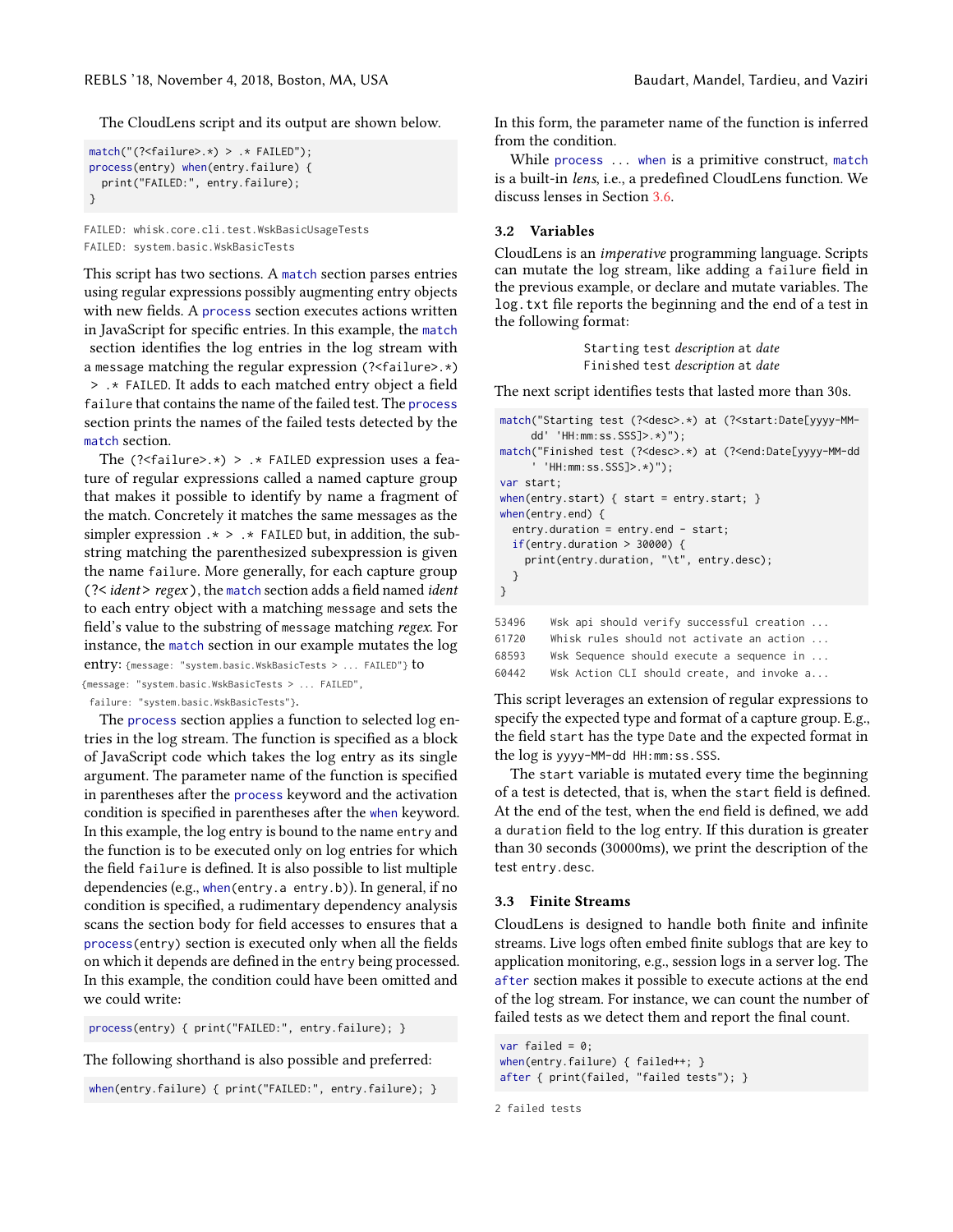The CloudLens script and its output are shown below.

```
match("(?<failure>.*) > .* FAILED");
process(entry) when(entry.failure) {
  print("FAILED:", entry.failure);
}
```

```
FAILED: whisk.core.cli.test.WskBasicUsageTests
FAILED: system.basic.WskBasicTests
```

This script has two sections. A `match` section parses entries using regular expressions possibly augmenting entry objects with new fields. A `process` section executes actions written in JavaScript for specific entries. In this example, the `match` section identifies the log entries in the log stream with a `message` matching the regular expression `(?<failure>.*) > .* FAILED`. It adds to each matched entry object a field `failure` that contains the name of the failed test. The `process` section prints the names of the failed tests detected by the `match` section.

The `(?<failure>.*) > .* FAILED` expression uses a feature of regular expressions called a named capture group that makes it possible to identify by name a fragment of the match. Concretely it matches the same messages as the simpler expression `.* > .* FAILED` but, in addition, the substring matching the parenthesized subexpression is given the name `failure`. More generally, for each capture group `(?<` *ident* `>` *regex* `)`, the `match` section adds a field named *ident* to each entry object with a matching `message` and sets the field's value to the substring of `message` matching *regex*. For instance, the `match` section in our example mutates the log entry: `{message: "system.basic.WskBasicTests > ... FAILED"}` to `{message: "system.basic.WskBasicTests > ... FAILED", failure: "system.basic.WskBasicTests"}`.

The `process` section applies a function to selected log entries in the log stream. The function is specified as a block of JavaScript code which takes the log entry as its single argument. The parameter name of the function is specified in parentheses after the `process` keyword and the activation condition is specified in parentheses after the `when` keyword. In this example, the log entry is bound to the name `entry` and the function is to be executed only on log entries for which the field `failure` is defined. It is also possible to list multiple dependencies (e.g., `when(entry.a entry.b)`). In general, if no condition is specified, a rudimentary dependency analysis scans the section body for field accesses to ensures that a `process(entry)` section is executed only when all the fields on which it depends are defined in the `entry` being processed. In this example, the condition could have been omitted and we could write:

```
process(entry) { print("FAILED:", entry.failure); }
```

The following shorthand is also possible and preferred:

```
when(entry.failure) { print("FAILED:", entry.failure); }
```

In this form, the parameter name of the function is inferred from the condition.

While `process ... when` is a primitive construct, `match` is a built-in *lens*, i.e., a predefined CloudLens function. We discuss lenses in Section 3.6.

### 3.2 Variables

CloudLens is an *imperative* programming language. Scripts can mutate the log stream, like adding a `failure` field in the previous example, or declare and mutate variables. The `log.txt` file reports the beginning and the end of a test in the following format:

`Starting test` *description* `at` *date*
`Finished test` *description* `at` *date*

The next script identifies tests that lasted more than 30s.

```
match("Starting test (?<desc>.*) at (?<start:Date[yyyy-MM-
     dd' 'HH:mm:ss.SSS]>.*)");
match("Finished test (?<desc>.*) at (?<end:Date[yyyy-MM-dd
     ' 'HH:mm:ss.SSS]>.*)");
var start;
when(entry.start) { start = entry.start; }
when(entry.end) {
  entry.duration = entry.end - start;
  if(entry.duration > 30000) {
    print(entry.duration, "\t", entry.desc);
  }
}
```

```
53496    Wsk api should verify successful creation ...
61720    Whisk rules should not activate an action ...
68593    Wsk Sequence should execute a sequence in ...
60442    Wsk Action CLI should create, and invoke a...
```

This script leverages an extension of regular expressions to specify the expected type and format of a capture group. E.g., the field `start` has the type `Date` and the expected format in the log is `yyyy-MM-dd HH:mm:ss.SSS`.

The `start` variable is mutated every time the beginning of a test is detected, that is, when the `start` field is defined. At the end of the test, when the `end` field is defined, we add a `duration` field to the log entry. If this duration is greater than 30 seconds (30000ms), we print the description of the test `entry.desc`.

### 3.3 Finite Streams

CloudLens is designed to handle both finite and infinite streams. Live logs often embed finite sublogs that are key to application monitoring, e.g., session logs in a server log. The `after` section makes it possible to execute actions at the end of the log stream. For instance, we can count the number of failed tests as we detect them and report the final count.

```
var failed = 0;
when(entry.failure) { failed++; }
after { print(failed, "failed tests"); }
```

```
2 failed tests
```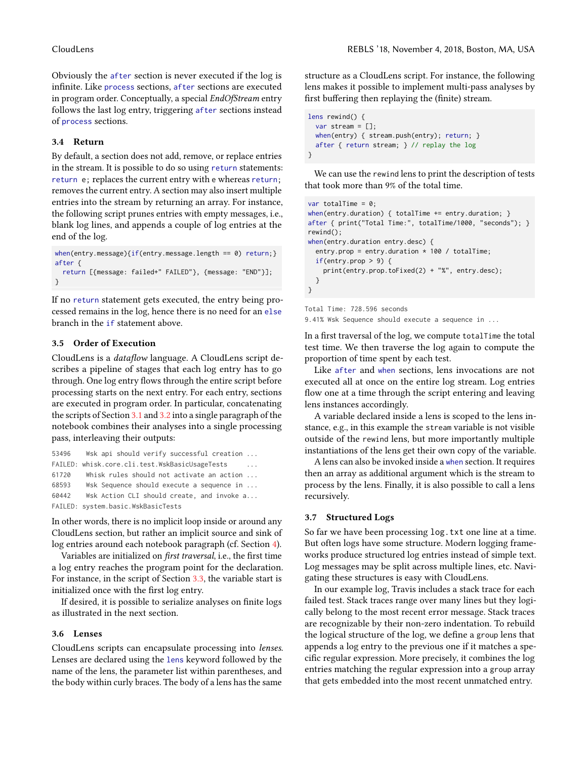Obviously the `after` section is never executed if the log is infinite. Like `process` sections, `after` sections are executed in program order. Conceptually, a special *EndOfStream* entry follows the last log entry, triggering `after` sections instead of `process` sections.

### 3.4 Return

By default, a section does not add, remove, or replace entries in the stream. It is possible to do so using `return` statements: `return e;` replaces the current entry with e whereas `return;` removes the current entry. A section may also insert multiple entries into the stream by returning an array. For instance, the following script prunes entries with empty messages, i.e., blank log lines, and appends a couple of log entries at the end of the log.

```
when(entry.message){if(entry.message.length == 0) return;}
after {
  return [{message: failed+" FAILED"}, {message: "END"}];
}
```

If no `return` statement gets executed, the entry being processed remains in the log, hence there is no need for an `else` branch in the `if` statement above.

### 3.5 Order of Execution

CloudLens is a *dataflow* language. A CloudLens script describes a pipeline of stages that each log entry has to go through. One log entry flows through the entire script before processing starts on the next entry. For each entry, sections are executed in program order. In particular, concatenating the scripts of Section 3.1 and 3.2 into a single paragraph of the notebook combines their analyses into a single processing pass, interleaving their outputs:

```
53496    Wsk api should verify successful creation ...
FAILED: whisk.core.cli.test.WskBasicUsageTests     ...
61720    Whisk rules should not activate an action ...
68593    Wsk Sequence should execute a sequence in ...
60442    Wsk Action CLI should create, and invoke a...
FAILED: system.basic.WskBasicTests
```

In other words, there is no implicit loop inside or around any CloudLens section, but rather an implicit source and sink of log entries around each notebook paragraph (cf. Section 4).

Variables are initialized on *first traversal*, i.e., the first time a log entry reaches the program point for the declaration. For instance, in the script of Section 3.3, the variable start is initialized once with the first log entry.

If desired, it is possible to serialize analyses on finite logs as illustrated in the next section.

### 3.6 Lenses

CloudLens scripts can encapsulate processing into *lenses*. Lenses are declared using the `lens` keyword followed by the name of the lens, the parameter list within parentheses, and the body within curly braces. The body of a lens has the same structure as a CloudLens script. For instance, the following lens makes it possible to implement multi-pass analyses by first buffering then replaying the (finite) stream.

```
lens rewind() {
  var stream = [];
  when(entry) { stream.push(entry); return; }
  after { return stream; } // replay the log
}
```

We can use the `rewind` lens to print the description of tests that took more than 9% of the total time.

```
var totalTime = 0;
when(entry.duration) { totalTime += entry.duration; }
after { print("Total Time:", totalTime/1000, "seconds"); }
rewind();
when(entry.duration entry.desc) {
  entry.prop = entry.duration * 100 / totalTime;
  if(entry.prop > 9) {
    print(entry.prop.toFixed(2) + "%", entry.desc);
  }
}
```

```
Total Time: 728.596 seconds
9.41% Wsk Sequence should execute a sequence in ...
```

In a first traversal of the log, we compute `totalTime` the total test time. We then traverse the log again to compute the proportion of time spent by each test.

Like `after` and `when` sections, lens invocations are not executed all at once on the entire log stream. Log entries flow one at a time through the script entering and leaving lens instances accordingly.

A variable declared inside a lens is scoped to the lens instance, e.g., in this example the `stream` variable is not visible outside of the `rewind` lens, but more importantly multiple instantiations of the lens get their own copy of the variable.

A lens can also be invoked inside a `when` section. It requires then an array as additional argument which is the stream to process by the lens. Finally, it is also possible to call a lens recursively.

### 3.7 Structured Logs

So far we have been processing `log.txt` one line at a time. But often logs have some structure. Modern logging frameworks produce structured log entries instead of simple text. Log messages may be split across multiple lines, etc. Navigating these structures is easy with CloudLens.

In our example log, Travis includes a stack trace for each failed test. Stack traces range over many lines but they logically belong to the most recent error message. Stack traces are recognizable by their non-zero indentation. To rebuild the logical structure of the log, we define a `group` lens that appends a log entry to the previous one if it matches a specific regular expression. More precisely, it combines the log entries matching the regular expression into a `group` array that gets embedded into the most recent unmatched entry.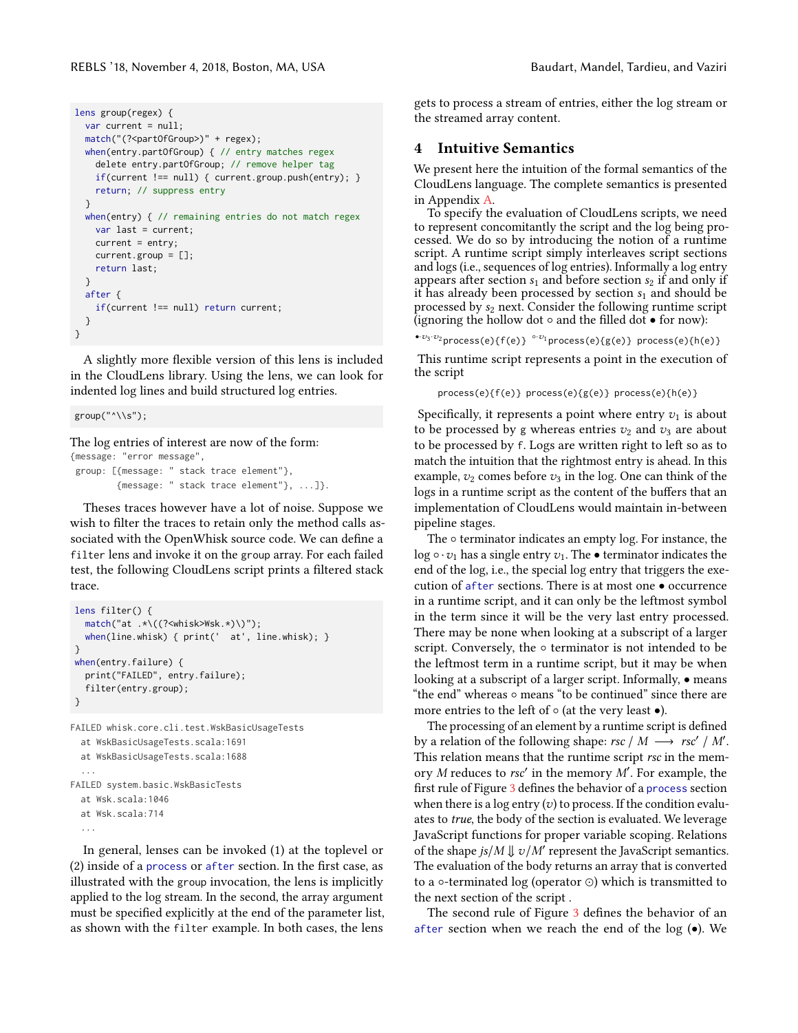```
lens group(regex) {
  var current = null;
  match("(?<partOfGroup>)" + regex);
  when(entry.partOfGroup) { // entry matches regex
    delete entry.partOfGroup; // remove helper tag
    if(current !== null) { current.group.push(entry); }
    return; // suppress entry
  }
  when(entry) { // remaining entries do not match regex
    var last = current;
    current = entry;
    current.group = [];
    return last;
  }
  after {
    if(current !== null) return current;
  }
}
```

A slightly more flexible version of this lens is included in the CloudLens library. Using the lens, we can look for indented log lines and build structured log entries.

```
group("^\\s");
```

The log entries of interest are now of the form:

```
{message: "error message",
 group: [{message: " stack trace element"},
         {message: " stack trace element"}, ...]}.
```

Theses traces however have a lot of noise. Suppose we wish to filter the traces to retain only the method calls associated with the OpenWhisk source code. We can define a `filter` lens and invoke it on the `group` array. For each failed test, the following CloudLens script prints a filtered stack trace.

```
lens filter() {
  match("at .*\((?<whisk>Wsk.*)\)");
  when(line.whisk) { print('  at', line.whisk); }
}
when(entry.failure) {
  print("FAILED", entry.failure);
  filter(entry.group);
}
```

```
FAILED whisk.core.cli.test.WskBasicUsageTests
  at WskBasicUsageTests.scala:1691
  at WskBasicUsageTests.scala:1688
  ...
FAILED system.basic.WskBasicTests
  at Wsk.scala:1046
  at Wsk.scala:714
  ...
```

In general, lenses can be invoked (1) at the toplevel or (2) inside of a `process` or `after` section. In the first case, as illustrated with the `group` invocation, the lens is implicitly applied to the log stream. In the second, the array argument must be specified explicitly at the end of the parameter list, as shown with the `filter` example. In both cases, the lens gets to process a stream of entries, either the log stream or the streamed array content.

## 4 Intuitive Semantics

We present here the intuition of the formal semantics of the CloudLens language. The complete semantics is presented in Appendix A.

To specify the evaluation of CloudLens scripts, we need to represent concomitantly the script and the log being processed. We do so by introducing the notion of a runtime script. A runtime script simply interleaves script sections and logs (i.e., sequences of log entries). Informally a log entry appears after section $s_1$ and before section $s_2$ if and only if it has already been processed by section $s_1$ and should be processed by $s_2$ next. Consider the following runtime script (ignoring the hollow dot $\circ$ and the filled dot $\bullet$ for now):

$$^{\bullet \cdot v_3 \cdot v_2}\texttt{process(e)\{f(e)\}}\ ^{\circ \cdot v_1}\texttt{process(e)\{g(e)\}}\ \texttt{process(e)\{h(e)\}}$$

This runtime script represents a point in the execution of the script

```
process(e){f(e)} process(e){g(e)} process(e){h(e)}
```

Specifically, it represents a point where entry $v_1$ is about to be processed by `g` whereas entries $v_2$ and $v_3$ are about to be processed by `f`. Logs are written right to left so as to match the intuition that the rightmost entry is ahead. In this example, $v_2$ comes before $v_3$ in the log. One can think of the logs in a runtime script as the content of the buffers that an implementation of CloudLens would maintain in-between pipeline stages.

The $\circ$ terminator indicates an empty log. For instance, the log $\circ \cdot v_1$ has a single entry $v_1$. The $\bullet$ terminator indicates the end of the log, i.e., the special log entry that triggers the execution of `after` sections. There is at most one $\bullet$ occurrence in a runtime script, and it can only be the leftmost symbol in the term since it will be the very last entry processed. There may be none when looking at a subscript of a larger script. Conversely, the $\circ$ terminator is not intended to be the leftmost term in a runtime script, but it may be when looking at a subscript of a larger script. Informally, $\bullet$ means "the end" whereas $\circ$ means "to be continued" since there are more entries to the left of $\circ$ (at the very least $\bullet$).

The processing of an element by a runtime script is defined by a relation of the following shape: $rsc \ / \ M \ \longrightarrow \ rsc' \ / \ M'$. This relation means that the runtime script $rsc$ in the memory $M$ reduces to $rsc'$ in the memory $M'$. For example, the first rule of Figure 3 defines the behavior of a `process` section when there is a log entry ($v$) to process. If the condition evaluates to *true*, the body of the section is evaluated. We leverage JavaScript functions for proper variable scoping. Relations of the shape $js/M \Downarrow v/M'$ represent the JavaScript semantics. The evaluation of the body returns an array that is converted to a $\circ$-terminated log (operator $\odot$) which is transmitted to the next section of the script .

The second rule of Figure 3 defines the behavior of an `after` section when we reach the end of the log ($\bullet$). We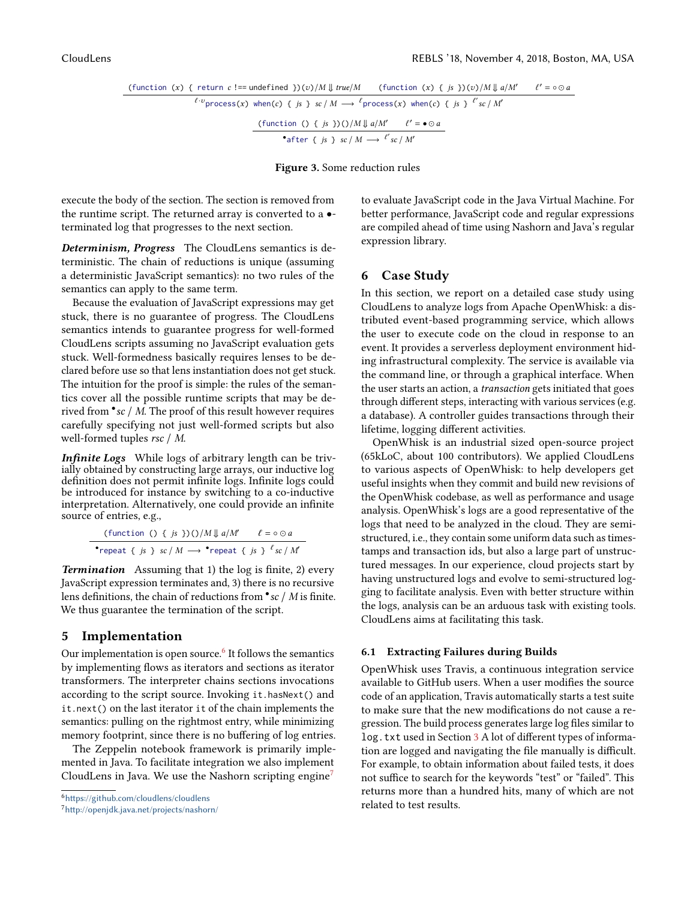$$\frac{(\texttt{function}\ (x)\ \{\ \texttt{return}\ c\ \texttt{!==}\ \text{undefined}\ \})(v)/M \Downarrow \mathit{true}/M \qquad (\texttt{function}\ (x)\ \{\ js\ \})(v)/M \Downarrow a/M' \qquad \ell' = \circ \odot a}{{}^{\ell \cdot v}\texttt{process}(x)\ \texttt{when}(c)\ \{\ js\ \}\ \ sc\ /\ M \longrightarrow {}^{\ell}\texttt{process}(x)\ \texttt{when}(c)\ \{\ js\ \}\ {}^{\ell'} sc\ /\ M'}$$

$$\frac{(\texttt{function}\ ()\ \{\ js\ \})()/M \Downarrow a/M' \qquad \ell' = \bullet \odot a}{{}^{\bullet}\texttt{after}\ \{\ js\ \}\ \ sc\ /\ M \longrightarrow {}^{\ell'} sc\ /\ M'}$$

**Figure 3.** Some reduction rules

execute the body of the section. The section is removed from the runtime script. The returned array is converted to a $\bullet$-terminated log that progresses to the next section.

***Determinism, Progress*** The CloudLens semantics is deterministic. The chain of reductions is unique (assuming a deterministic JavaScript semantics): no two rules of the semantics can apply to the same term.

Because the evaluation of JavaScript expressions may get stuck, there is no guarantee of progress. The CloudLens semantics intends to guarantee progress for well-formed CloudLens scripts assuming no JavaScript evaluation gets stuck. Well-formedness basically requires lenses to be declared before use so that lens instantiation does not get stuck. The intuition for the proof is simple: the rules of the semantics cover all the possible runtime scripts that may be derived from ${}^{\bullet}sc\ /\ M$. The proof of this result however requires carefully specifying not just well-formed scripts but also well-formed tuples $rsc\ /\ M$.

***Infinite Logs*** While logs of arbitrary length can be trivially obtained by constructing large arrays, our inductive log definition does not permit infinite logs. Infinite logs could be introduced for instance by switching to a co-inductive interpretation. Alternatively, one could provide an infinite source of entries, e.g.,

$$\frac{(\texttt{function}\ ()\ \{\ js\ \})()/M \Downarrow a/M' \qquad \ell = \circ \odot a}{{}^{\bullet}\texttt{repeat}\ \{\ js\ \}\ \ sc\ /\ M \longrightarrow {}^{\bullet}\texttt{repeat}\ \{\ js\ \}\ {}^{\ell} sc\ /\ M'}$$

***Termination*** Assuming that 1) the log is finite, 2) every JavaScript expression terminates and, 3) there is no recursive lens definitions, the chain of reductions from ${}^{\bullet}sc\ /\ M$ is finite. We thus guarantee the termination of the script.

## 5 Implementation

Our implementation is open source.[6] It follows the semantics by implementing flows as iterators and sections as iterator transformers. The interpreter chains sections invocations according to the script source. Invoking `it.hasNext()` and `it.next()` on the last iterator `it` of the chain implements the semantics: pulling on the rightmost entry, while minimizing memory footprint, since there is no buffering of log entries.

The Zeppelin notebook framework is primarily implemented in Java. To facilitate integration we also implement CloudLens in Java. We use the Nashorn scripting engine[7] to evaluate JavaScript code in the Java Virtual Machine. For better performance, JavaScript code and regular expressions are compiled ahead of time using Nashorn and Java's regular expression library.

## 6 Case Study

In this section, we report on a detailed case study using CloudLens to analyze logs from Apache OpenWhisk: a distributed event-based programming service, which allows the user to execute code on the cloud in response to an event. It provides a serverless deployment environment hiding infrastructural complexity. The service is available via the command line, or through a graphical interface. When the user starts an action, a *transaction* gets initiated that goes through different steps, interacting with various services (e.g. a database). A controller guides transactions through their lifetime, logging different activities.

OpenWhisk is an industrial sized open-source project (65kLoC, about 100 contributors). We applied CloudLens to various aspects of OpenWhisk: to help developers get useful insights when they commit and build new revisions of the OpenWhisk codebase, as well as performance and usage analysis. OpenWhisk's logs are a good representative of the logs that need to be analyzed in the cloud. They are semi-structured, i.e., they contain some uniform data such as timestamps and transaction ids, but also a large part of unstructured messages. In our experience, cloud projects start by having unstructured logs and evolve to semi-structured logging to facilitate analysis. Even with better structure within the logs, analysis can be an arduous task with existing tools. CloudLens aims at facilitating this task.

### 6.1 Extracting Failures during Builds

OpenWhisk uses Travis, a continuous integration service available to GitHub users. When a user modifies the source code of an application, Travis automatically starts a test suite to make sure that the new modifications do not cause a regression. The build process generates large log files similar to `log.txt` used in Section 3 A lot of different types of information are logged and navigating the file manually is difficult. For example, to obtain information about failed tests, it does not suffice to search for the keywords "test" or "failed". This returns more than a hundred hits, many of which are not related to test results.

[6] https://github.com/cloudlens/cloudlens

[7] http://openjdk.java.net/projects/nashorn/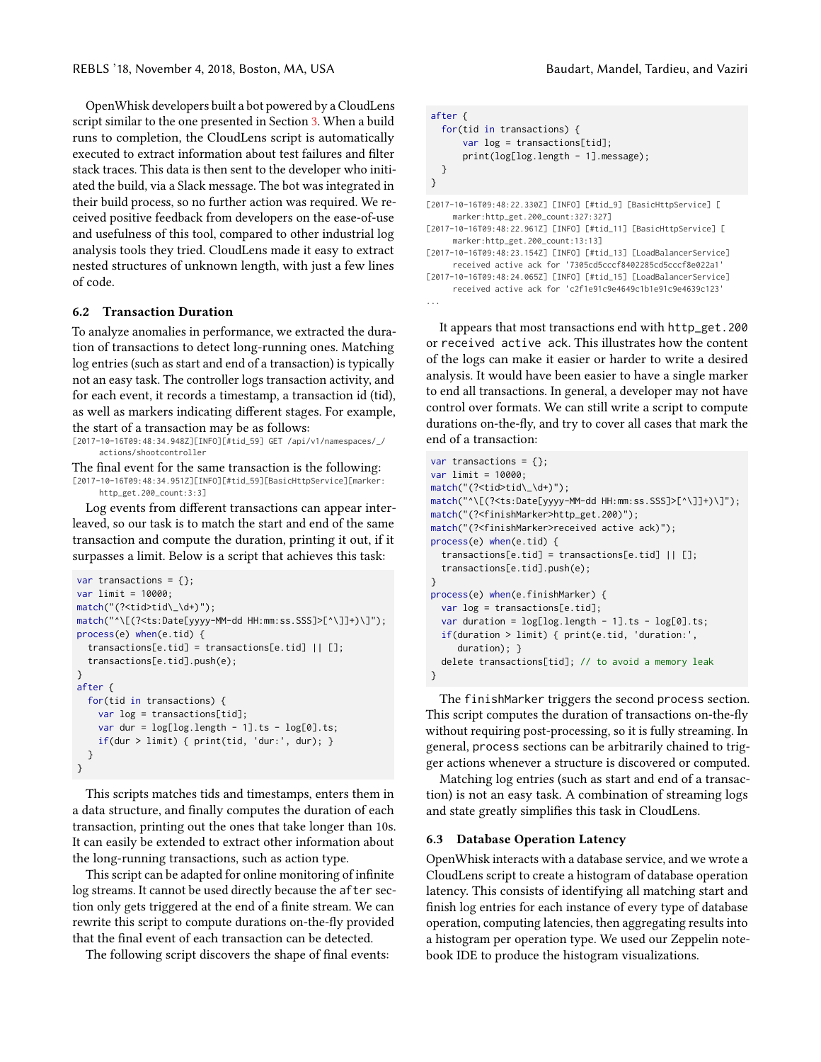OpenWhisk developers built a bot powered by a CloudLens script similar to the one presented in Section 3. When a build runs to completion, the CloudLens script is automatically executed to extract information about test failures and filter stack traces. This data is then sent to the developer who initiated the build, via a Slack message. The bot was integrated in their build process, so no further action was required. We received positive feedback from developers on the ease-of-use and usefulness of this tool, compared to other industrial log analysis tools they tried. CloudLens made it easy to extract nested structures of unknown length, with just a few lines of code.

### 6.2 Transaction Duration

To analyze anomalies in performance, we extracted the duration of transactions to detect long-running ones. Matching log entries (such as start and end of a transaction) is typically not an easy task. The controller logs transaction activity, and for each event, it records a timestamp, a transaction id (tid), as well as markers indicating different stages. For example, the start of a transaction may be as follows:

```
[2017-10-16T09:48:34.948Z][INFO][#tid_59] GET /api/v1/namespaces/_/
    actions/shootcontroller
```

The final event for the same transaction is the following:

```
[2017-10-16T09:48:34.951Z][INFO][#tid_59][BasicHttpService][marker:
    http_get.200_count:3:3]
```

Log events from different transactions can appear interleaved, so our task is to match the start and end of the same transaction and compute the duration, printing it out, if it surpasses a limit. Below is a script that achieves this task:

```
var transactions = {};
var limit = 10000;
match("(?<tid>tid\_\d+)");
match("^\[(?<ts:Date[yyyy-MM-dd HH:mm:ss.SSS]>[^\]]+)\]");
process(e) when(e.tid) {
  transactions[e.tid] = transactions[e.tid] || [];
  transactions[e.tid].push(e);
}
after {
  for(tid in transactions) {
    var log = transactions[tid];
    var dur = log[log.length - 1].ts - log[0].ts;
    if(dur > limit) { print(tid, 'dur:', dur); }
  }
}
```

This scripts matches tids and timestamps, enters them in a data structure, and finally computes the duration of each transaction, printing out the ones that take longer than 10s. It can easily be extended to extract other information about the long-running transactions, such as action type.

This script can be adapted for online monitoring of infinite log streams. It cannot be used directly because the `after` section only gets triggered at the end of a finite stream. We can rewrite this script to compute durations on-the-fly provided that the final event of each transaction can be detected.

The following script discovers the shape of final events:

```
after {
  for(tid in transactions) {
      var log = transactions[tid];
      print(log[log.length - 1].message);
  }
}
```

```
[2017-10-16T09:48:22.330Z] [INFO] [#tid_9] [BasicHttpService] [
    marker:http_get.200_count:327:327]
[2017-10-16T09:48:22.961Z] [INFO] [#tid_11] [BasicHttpService] [
    marker:http_get.200_count:13:13]
[2017-10-16T09:48:23.154Z] [INFO] [#tid_13] [LoadBalancerService]
    received active ack for '7305cd5cccf8402285cd5cccf8e022a1'
[2017-10-16T09:48:24.065Z] [INFO] [#tid_15] [LoadBalancerService]
    received active ack for 'c2f1e91c9e4649c1b1e91c9e4639c123'
...
```

It appears that most transactions end with `http_get.200` or `received active ack`. This illustrates how the content of the logs can make it easier or harder to write a desired analysis. It would have been easier to have a single marker to end all transactions. In general, a developer may not have control over formats. We can still write a script to compute durations on-the-fly, and try to cover all cases that mark the end of a transaction:

```
var transactions = {};
var limit = 10000;
match("(?<tid>tid\_\d+)");
match("^\[(?<ts:Date[yyyy-MM-dd HH:mm:ss.SSS]>[^\]]+)\]");
match("(?<finishMarker>http_get.200)");
match("(?<finishMarker>received active ack)");
process(e) when(e.tid) {
  transactions[e.tid] = transactions[e.tid] || [];
  transactions[e.tid].push(e);
}
process(e) when(e.finishMarker) {
  var log = transactions[e.tid];
  var duration = log[log.length - 1].ts - log[0].ts;
  if(duration > limit) { print(e.tid, 'duration:',
     duration); }
  delete transactions[tid]; // to avoid a memory leak
}
```

The `finishMarker` triggers the second `process` section. This script computes the duration of transactions on-the-fly without requiring post-processing, so it is fully streaming. In general, `process` sections can be arbitrarily chained to trigger actions whenever a structure is discovered or computed.

Matching log entries (such as start and end of a transaction) is not an easy task. A combination of streaming logs and state greatly simplifies this task in CloudLens.

### 6.3 Database Operation Latency

OpenWhisk interacts with a database service, and we wrote a CloudLens script to create a histogram of database operation latency. This consists of identifying all matching start and finish log entries for each instance of every type of database operation, computing latencies, then aggregating results into a histogram per operation type. We used our Zeppelin notebook IDE to produce the histogram visualizations.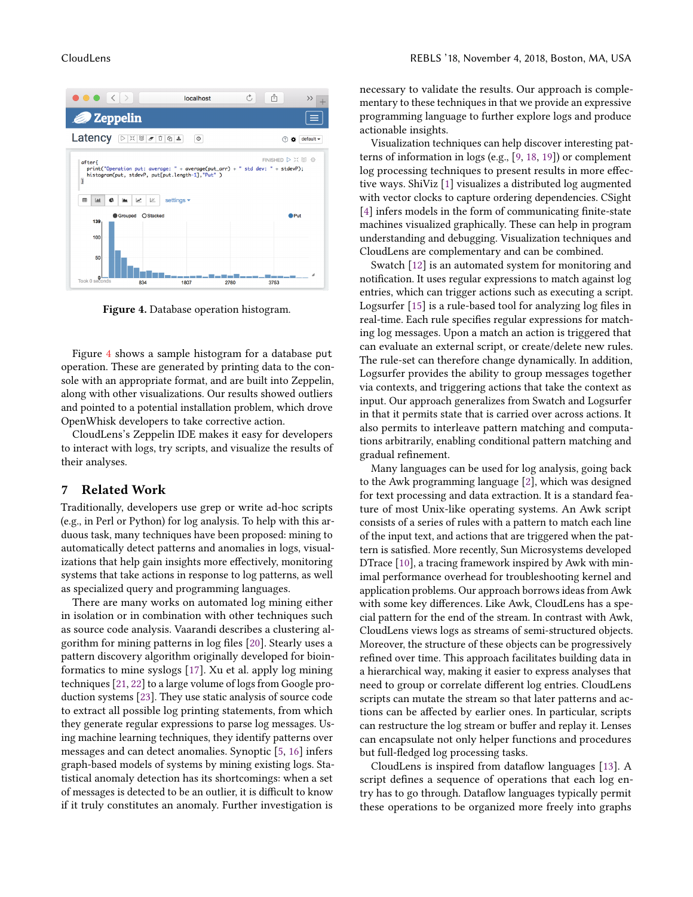Figure 4. Database operation histogram.

Figure 4 shows a sample histogram for a database put operation. These are generated by printing data to the console with an appropriate format, and are built into Zeppelin, along with other visualizations. Our results showed outliers and pointed to a potential installation problem, which drove OpenWhisk developers to take corrective action.

CloudLens's Zeppelin IDE makes it easy for developers to interact with logs, try scripts, and visualize the results of their analyses.

## 7 Related Work

Traditionally, developers use grep or write ad-hoc scripts (e.g., in Perl or Python) for log analysis. To help with this arduous task, many techniques have been proposed: mining to automatically detect patterns and anomalies in logs, visualizations that help gain insights more effectively, monitoring systems that take actions in response to log patterns, as well as specialized query and programming languages.

There are many works on automated log mining either in isolation or in combination with other techniques such as source code analysis. Vaarandi describes a clustering algorithm for mining patterns in log files [20]. Stearly uses a pattern discovery algorithm originally developed for bioinformatics to mine syslogs [17]. Xu et al. apply log mining techniques [21, 22] to a large volume of logs from Google production systems [23]. They use static analysis of source code to extract all possible log printing statements, from which they generate regular expressions to parse log messages. Using machine learning techniques, they identify patterns over messages and can detect anomalies. Synoptic [5, 16] infers graph-based models of systems by mining existing logs. Statistical anomaly detection has its shortcomings: when a set of messages is detected to be an outlier, it is difficult to know if it truly constitutes an anomaly. Further investigation is necessary to validate the results. Our approach is complementary to these techniques in that we provide an expressive programming language to further explore logs and produce actionable insights.

Visualization techniques can help discover interesting patterns of information in logs (e.g., [9, 18, 19]) or complement log processing techniques to present results in more effective ways. ShiViz [1] visualizes a distributed log augmented with vector clocks to capture ordering dependencies. CSight [4] infers models in the form of communicating finite-state machines visualized graphically. These can help in program understanding and debugging. Visualization techniques and CloudLens are complementary and can be combined.

Swatch [12] is an automated system for monitoring and notification. It uses regular expressions to match against log entries, which can trigger actions such as executing a script. Logsurfer [15] is a rule-based tool for analyzing log files in real-time. Each rule specifies regular expressions for matching log messages. Upon a match an action is triggered that can evaluate an external script, or create/delete new rules. The rule-set can therefore change dynamically. In addition, Logsurfer provides the ability to group messages together via contexts, and triggering actions that take the context as input. Our approach generalizes from Swatch and Logsurfer in that it permits state that is carried over across actions. It also permits to interleave pattern matching and computations arbitrarily, enabling conditional pattern matching and gradual refinement.

Many languages can be used for log analysis, going back to the Awk programming language [2], which was designed for text processing and data extraction. It is a standard feature of most Unix-like operating systems. An Awk script consists of a series of rules with a pattern to match each line of the input text, and actions that are triggered when the pattern is satisfied. More recently, Sun Microsystems developed DTrace [10], a tracing framework inspired by Awk with minimal performance overhead for troubleshooting kernel and application problems. Our approach borrows ideas from Awk with some key differences. Like Awk, CloudLens has a special pattern for the end of the stream. In contrast with Awk, CloudLens views logs as streams of semi-structured objects. Moreover, the structure of these objects can be progressively refined over time. This approach facilitates building data in a hierarchical way, making it easier to express analyses that need to group or correlate different log entries. CloudLens scripts can mutate the stream so that later patterns and actions can be affected by earlier ones. In particular, scripts can restructure the log stream or buffer and replay it. Lenses can encapsulate not only helper functions and procedures but full-fledged log processing tasks.

CloudLens is inspired from dataflow languages [13]. A script defines a sequence of operations that each log entry has to go through. Dataflow languages typically permit these operations to be organized more freely into graphs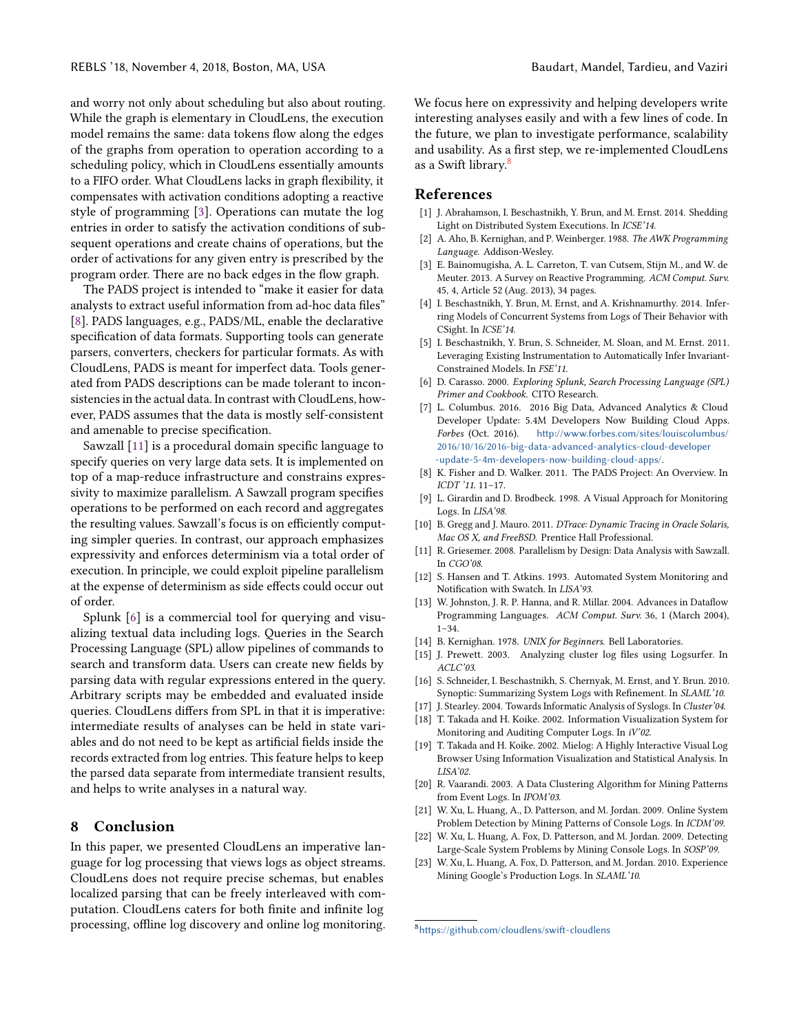and worry not only about scheduling but also about routing. While the graph is elementary in CloudLens, the execution model remains the same: data tokens flow along the edges of the graphs from operation to operation according to a scheduling policy, which in CloudLens essentially amounts to a FIFO order. What CloudLens lacks in graph flexibility, it compensates with activation conditions adopting a reactive style of programming [3]. Operations can mutate the log entries in order to satisfy the activation conditions of subsequent operations and create chains of operations, but the order of activations for any given entry is prescribed by the program order. There are no back edges in the flow graph.

The PADS project is intended to "make it easier for data analysts to extract useful information from ad-hoc data files" [8]. PADS languages, e.g., PADS/ML, enable the declarative specification of data formats. Supporting tools can generate parsers, converters, checkers for particular formats. As with CloudLens, PADS is meant for imperfect data. Tools generated from PADS descriptions can be made tolerant to inconsistencies in the actual data. In contrast with CloudLens, however, PADS assumes that the data is mostly self-consistent and amenable to precise specification.

Sawzall [11] is a procedural domain specific language to specify queries on very large data sets. It is implemented on top of a map-reduce infrastructure and constrains expressivity to maximize parallelism. A Sawzall program specifies operations to be performed on each record and aggregates the resulting values. Sawzall's focus is on efficiently computing simpler queries. In contrast, our approach emphasizes expressivity and enforces determinism via a total order of execution. In principle, we could exploit pipeline parallelism at the expense of determinism as side effects could occur out of order.

Splunk [6] is a commercial tool for querying and visualizing textual data including logs. Queries in the Search Processing Language (SPL) allow pipelines of commands to search and transform data. Users can create new fields by parsing data with regular expressions entered in the query. Arbitrary scripts may be embedded and evaluated inside queries. CloudLens differs from SPL in that it is imperative: intermediate results of analyses can be held in state variables and do not need to be kept as artificial fields inside the records extracted from log entries. This feature helps to keep the parsed data separate from intermediate transient results, and helps to write analyses in a natural way.

## 8 Conclusion

In this paper, we presented CloudLens an imperative language for log processing that views logs as object streams. CloudLens does not require precise schemas, but enables localized parsing that can be freely interleaved with computation. CloudLens caters for both finite and infinite log processing, offline log discovery and online log monitoring. We focus here on expressivity and helping developers write interesting analyses easily and with a few lines of code. In the future, we plan to investigate performance, scalability and usability. As a first step, we re-implemented CloudLens as a Swift library.[8]

## References

[1] J. Abrahamson, I. Beschastnikh, Y. Brun, and M. Ernst. 2014. Shedding Light on Distributed System Executions. In *ICSE'14*.

[2] A. Aho, B. Kernighan, and P. Weinberger. 1988. *The AWK Programming Language.* Addison-Wesley.

[3] E. Bainomugisha, A. L. Carreton, T. van Cutsem, Stijn M., and W. de Meuter. 2013. A Survey on Reactive Programming. *ACM Comput. Surv.* 45, 4, Article 52 (Aug. 2013), 34 pages.

[4] I. Beschastnikh, Y. Brun, M. Ernst, and A. Krishnamurthy. 2014. Inferring Models of Concurrent Systems from Logs of Their Behavior with CSight. In *ICSE'14*.

[5] I. Beschastnikh, Y. Brun, S. Schneider, M. Sloan, and M. Ernst. 2011. Leveraging Existing Instrumentation to Automatically Infer Invariant-Constrained Models. In *FSE'11*.

[6] D. Carasso. 2000. *Exploring Splunk, Search Processing Language (SPL) Primer and Cookbook.* CITO Research.

[7] L. Columbus. 2016. 2016 Big Data, Advanced Analytics & Cloud Developer Update: 5.4M Developers Now Building Cloud Apps. *Forbes* (Oct. 2016). http://www.forbes.com/sites/louiscolumbus/2016/10/16/2016-big-data-advanced-analytics-cloud-developer-update-5-4m-developers-now-building-cloud-apps/.

[8] K. Fisher and D. Walker. 2011. The PADS Project: An Overview. In *ICDT '11*. 11–17.

[9] L. Girardin and D. Brodbeck. 1998. A Visual Approach for Monitoring Logs. In *LISA'98*.

[10] B. Gregg and J. Mauro. 2011. *DTrace: Dynamic Tracing in Oracle Solaris, Mac OS X, and FreeBSD.* Prentice Hall Professional.

[11] R. Griesemer. 2008. Parallelism by Design: Data Analysis with Sawzall. In *CGO'08*.

[12] S. Hansen and T. Atkins. 1993. Automated System Monitoring and Notification with Swatch. In *LISA'93*.

[13] W. Johnston, J. R. P. Hanna, and R. Millar. 2004. Advances in Dataflow Programming Languages. *ACM Comput. Surv.* 36, 1 (March 2004), 1–34.

[14] B. Kernighan. 1978. *UNIX for Beginners.* Bell Laboratories.

[15] J. Prewett. 2003. Analyzing cluster log files using Logsurfer. In *ACLC'03*.

[16] S. Schneider, I. Beschastnikh, S. Chernyak, M. Ernst, and Y. Brun. 2010. Synoptic: Summarizing System Logs with Refinement. In *SLAML'10*.

[17] J. Stearley. 2004. Towards Informatic Analysis of Syslogs. In *Cluster'04*.

[18] T. Takada and H. Koike. 2002. Information Visualization System for Monitoring and Auditing Computer Logs. In *iV'02*.

[19] T. Takada and H. Koike. 2002. Mielog: A Highly Interactive Visual Log Browser Using Information Visualization and Statistical Analysis. In *LISA'02*.

[20] R. Vaarandi. 2003. A Data Clustering Algorithm for Mining Patterns from Event Logs. In *IPOM'03*.

[21] W. Xu, L. Huang, A., D. Patterson, and M. Jordan. 2009. Online System Problem Detection by Mining Patterns of Console Logs. In *ICDM'09*.

[22] W. Xu, L. Huang, A. Fox, D. Patterson, and M. Jordan. 2009. Detecting Large-Scale System Problems by Mining Console Logs. In *SOSP'09*.

[23] W. Xu, L. Huang, A. Fox, D. Patterson, and M. Jordan. 2010. Experience Mining Google's Production Logs. In *SLAML'10*.

[8] https://github.com/cloudlens/swift-cloudlens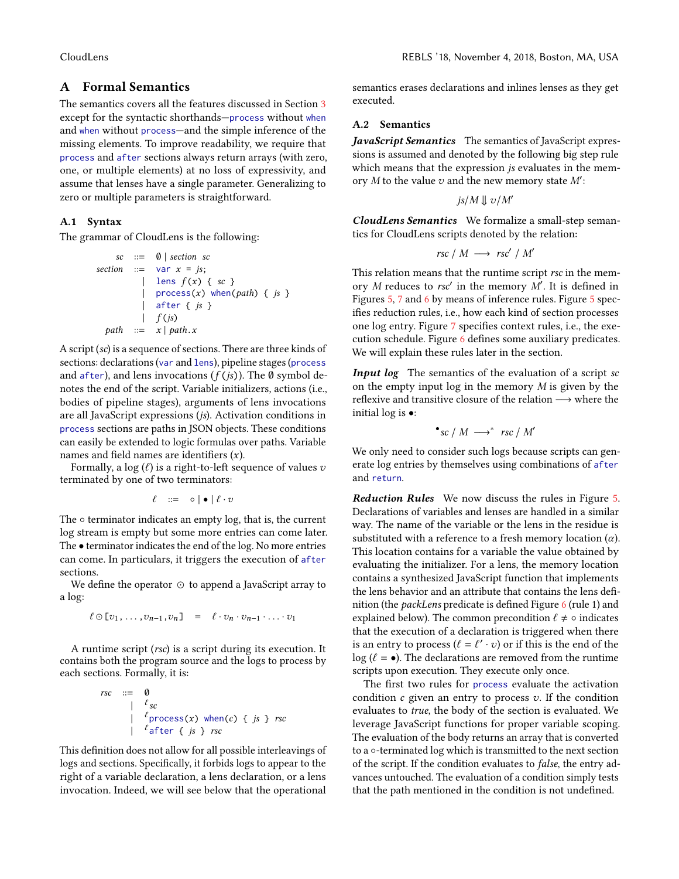## A Formal Semantics

The semantics covers all the features discussed in Section 3 except for the syntactic shorthands—`process` without `when` and `when` without `process`—and the simple inference of the missing elements. To improve readability, we require that `process` and `after` sections always return arrays (with zero, one, or multiple elements) at no loss of expressivity, and assume that lenses have a single parameter. Generalizing to zero or multiple parameters is straightforward.

### A.1 Syntax

The grammar of CloudLens is the following:

$$
\begin{array}{rcl}
sc & ::= & \emptyset \mid section\ \ sc \\
section & ::= & \texttt{var}\ x\ \texttt{=}\ js\texttt{;} \\
& \mid & \texttt{lens}\ f\texttt{(}x\texttt{)}\ \texttt{\{}\ sc\ \texttt{\}} \\
& \mid & \texttt{process(}x\texttt{)}\ \texttt{when(}path\texttt{)}\ \texttt{\{}\ js\ \texttt{\}} \\
& \mid & \texttt{after}\ \texttt{\{}\ js\ \texttt{\}} \\
& \mid & f\texttt{(}js\texttt{)} \\
path & ::= & x \mid path\texttt{.}x
\end{array}
$$

A script ($sc$) is a sequence of sections. There are three kinds of sections: declarations (`var` and `lens`), pipeline stages (`process` and `after`), and lens invocations ($f(js)$). The $\emptyset$ symbol denotes the end of the script. Variable initializers, actions (i.e., bodies of pipeline stages), arguments of lens invocations are all JavaScript expressions ($js$). Activation conditions in `process` sections are paths in JSON objects. These conditions can easily be extended to logic formulas over paths. Variable names and field names are identifiers ($x$).

Formally, a log ($\ell$) is a right-to-left sequence of values $v$ terminated by one of two terminators:

$$\ell \quad ::= \quad \circ \mid \bullet \mid \ell \cdot v$$

The $\circ$ terminator indicates an empty log, that is, the current log stream is empty but some more entries can come later. The $\bullet$ terminator indicates the end of the log. No more entries can come. In particulars, it triggers the execution of `after` sections.

We define the operator $\odot$ to append a JavaScript array to a log:

$$\ell \odot [v_1, \ldots, v_{n-1}, v_n] \quad = \quad \ell \cdot v_n \cdot v_{n-1} \cdot \ldots \cdot v_1$$

A runtime script ($rsc$) is a script during its execution. It contains both the program source and the logs to process by each sections. Formally, it is:

$$
\begin{array}{rcl}
rsc & ::= & \emptyset \\
& \mid & {}^{\ell}sc \\
& \mid & {}^{\ell}\texttt{process(}x\texttt{)}\ \texttt{when(}c\texttt{)}\ \texttt{\{}\ js\ \texttt{\}}\ rsc \\
& \mid & {}^{\ell}\texttt{after}\ \texttt{\{}\ js\ \texttt{\}}\ rsc
\end{array}
$$

This definition does not allow for all possible interleavings of logs and sections. Specifically, it forbids logs to appear to the right of a variable declaration, a lens declaration, or a lens invocation. Indeed, we will see below that the operational semantics erases declarations and inlines lenses as they get executed.

### A.2 Semantics

***JavaScript Semantics*** The semantics of JavaScript expressions is assumed and denoted by the following big step rule which means that the expression $js$ evaluates in the memory $M$ to the value $v$ and the new memory state $M'$:

$$js/M \Downarrow v/M'$$

***CloudLens Semantics*** We formalize a small-step semantics for CloudLens scripts denoted by the relation:

$$rsc\ /\ M \ \longrightarrow\ rsc'\ /\ M'$$

This relation means that the runtime script $rsc$ in the memory $M$ reduces to $rsc'$ in the memory $M'$. It is defined in Figures 5, 7 and 6 by means of inference rules. Figure 5 specifies reduction rules, i.e., how each kind of section processes one log entry. Figure 7 specifies context rules, i.e., the execution schedule. Figure 6 defines some auxiliary predicates. We will explain these rules later in the section.

***Input log*** The semantics of the evaluation of a script $sc$ on the empty input log in the memory $M$ is given by the reflexive and transitive closure of the relation $\longrightarrow$ where the initial log is $\bullet$:

$${}^{\bullet}sc\ /\ M \ \longrightarrow^{*}\ rsc\ /\ M'$$

We only need to consider such logs because scripts can generate log entries by themselves using combinations of `after` and `return`.

***Reduction Rules*** We now discuss the rules in Figure 5. Declarations of variables and lenses are handled in a similar way. The name of the variable or the lens in the residue is substituted with a reference to a fresh memory location ($\alpha$). This location contains for a variable the value obtained by evaluating the initializer. For a lens, the memory location contains a synthesized JavaScript function that implements the lens behavior and an attribute that contains the lens definition (the *packLens* predicate is defined Figure 6 (rule 1) and explained below). The common precondition $\ell \neq \circ$ indicates that the execution of a declaration is triggered when there is an entry to process ($\ell = \ell' \cdot v$) or if this is the end of the log ($\ell = \bullet$). The declarations are removed from the runtime scripts upon execution. They execute only once.

The first two rules for `process` evaluate the activation condition $c$ given an entry to process $v$. If the condition evaluates to *true*, the body of the section is evaluated. We leverage JavaScript functions for proper variable scoping. The evaluation of the body returns an array that is converted to a $\circ$-terminated log which is transmitted to the next section of the script. If the condition evaluates to *false*, the entry advances untouched. The evaluation of a condition simply tests that the path mentioned in the condition is not undefined.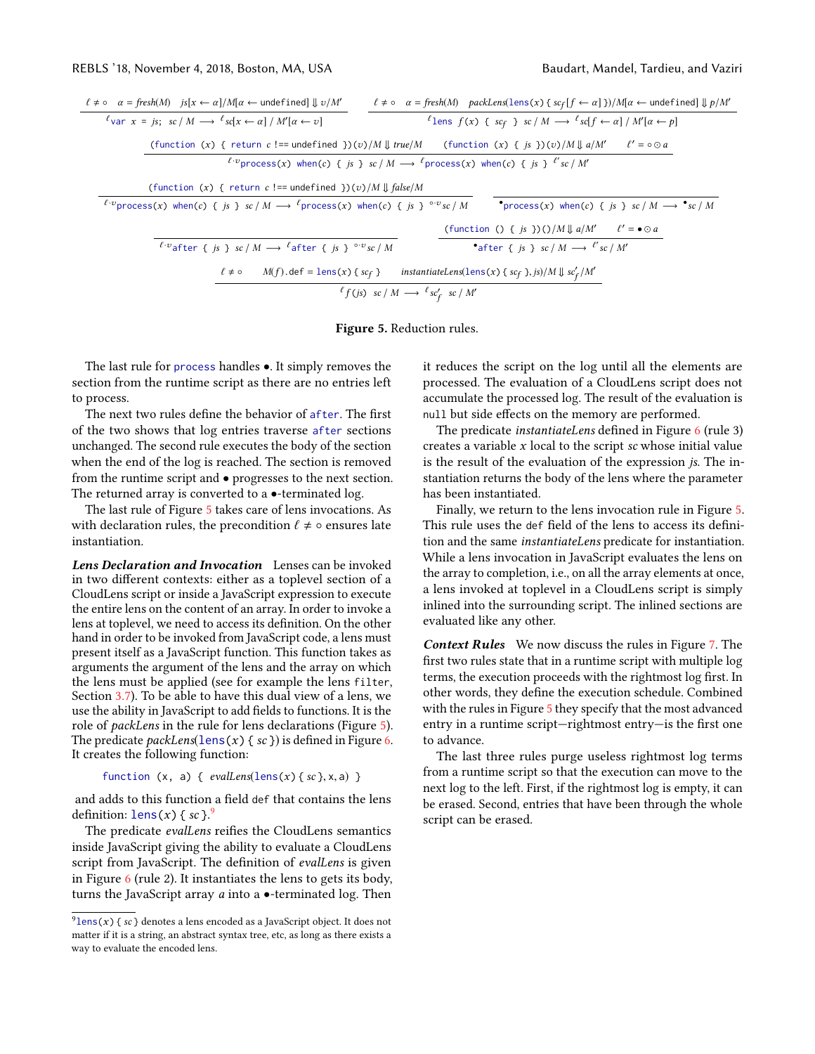$$\frac{\ell \neq \circ \quad \alpha = \mathit{fresh}(M) \quad js[x \leftarrow \alpha]/M[\alpha \leftarrow \texttt{undefined}] \Downarrow v/M'}{{}^{\ell}\texttt{var}\ x\ =\ js;\ \ sc\ /\ M \longrightarrow {}^{\ell}sc[x \leftarrow \alpha]\ /\ M'[\alpha \leftarrow v]}$$

$$\frac{\ell \neq \circ \quad \alpha = \mathit{fresh}(M) \quad \mathit{packLens}(\texttt{lens}(x)\ \{\ sc_f[f \leftarrow \alpha]\ \})/M[\alpha \leftarrow \texttt{undefined}] \Downarrow p/M'}{{}^{\ell}\texttt{lens}\ f(x)\ \{\ sc_f\ \}\ \ sc\ /\ M \longrightarrow {}^{\ell}sc[f \leftarrow \alpha]\ /\ M'[\alpha \leftarrow p]}$$

$$\frac{(\texttt{function}\ (x)\ \{\ \texttt{return}\ c\ \texttt{!==}\ \texttt{undefined}\ \})(v)/M \Downarrow \mathit{true}/M \qquad (\texttt{function}\ (x)\ \{\ js\ \})(v)/M \Downarrow a/M' \qquad \ell' = \circ \odot a}{{}^{\ell \cdot v}\texttt{process}(x)\ \texttt{when}(c)\ \{\ js\ \}\ \ sc\ /\ M \longrightarrow {}^{\ell}\texttt{process}(x)\ \texttt{when}(c)\ \{\ js\ \}\ {}^{\ell'}sc\ /\ M'}$$

$$\frac{(\texttt{function}\ (x)\ \{\ \texttt{return}\ c\ \texttt{!==}\ \texttt{undefined}\ \})(v)/M \Downarrow \mathit{false}/M}{{}^{\ell \cdot v}\texttt{process}(x)\ \texttt{when}(c)\ \{\ js\ \}\ \ sc\ /\ M \longrightarrow {}^{\ell}\texttt{process}(x)\ \texttt{when}(c)\ \{\ js\ \}\ {}^{\circ \cdot v}sc\ /\ M}$$

$$\frac{}{{}^{\bullet}\texttt{process}(x)\ \texttt{when}(c)\ \{\ js\ \}\ \ sc\ /\ M \longrightarrow {}^{\bullet}sc\ /\ M}$$

$$\frac{}{{}^{\ell \cdot v}\texttt{after}\ \{\ js\ \}\ \ sc\ /\ M \longrightarrow {}^{\ell}\texttt{after}\ \{\ js\ \}\ {}^{\circ \cdot v}sc\ /\ M}$$

$$\frac{(\texttt{function}\ ()\ \{\ js\ \})()/M \Downarrow a/M' \qquad \ell' = \bullet \odot a}{{}^{\bullet}\texttt{after}\ \{\ js\ \}\ \ sc\ /\ M \longrightarrow {}^{\ell'}sc\ /\ M'}$$

$$\frac{\ell \neq \circ \qquad M(f).\texttt{def} = \texttt{lens}(x)\ \{\ sc_f\ \} \qquad \mathit{instantiateLens}(\texttt{lens}(x)\ \{\ sc_f\ \}, js)/M \Downarrow sc'_f/M'}{{}^{\ell}f(js)\ \ sc\ /\ M \longrightarrow {}^{\ell}sc'_f\ \ sc\ /\ M'}$$

**Figure 5.** Reduction rules.

The last rule for `process` handles •. It simply removes the section from the runtime script as there are no entries left to process.

The next two rules define the behavior of `after`. The first of the two shows that log entries traverse `after` sections unchanged. The second rule executes the body of the section when the end of the log is reached. The section is removed from the runtime script and • progresses to the next section. The returned array is converted to a •-terminated log.

The last rule of Figure 5 takes care of lens invocations. As with declaration rules, the precondition $\ell \neq \circ$ ensures late instantiation.

***Lens Declaration and Invocation*** Lenses can be invoked in two different contexts: either as a toplevel section of a CloudLens script or inside a JavaScript expression to execute the entire lens on the content of an array. In order to invoke a lens at toplevel, we need to access its definition. On the other hand in order to be invoked from JavaScript code, a lens must present itself as a JavaScript function. This function takes as arguments the argument of the lens and the array on which the lens must be applied (see for example the lens `filter`, Section 3.7). To be able to have this dual view of a lens, we use the ability in JavaScript to add fields to functions. It is the role of *packLens* in the rule for lens declarations (Figure 5). The predicate *packLens*($\texttt{lens}(x)$ { $sc$ }) is defined in Figure 6. It creates the following function:

```
function (x, a) { evalLens(lens(x) { sc }, x, a) }
```

and adds to this function a field `def` that contains the lens definition: $\texttt{lens}(x)$ { $sc$ }.[9]

The predicate *evalLens* reifies the CloudLens semantics inside JavaScript giving the ability to evaluate a CloudLens script from JavaScript. The definition of *evalLens* is given in Figure 6 (rule 2). It instantiates the lens to gets its body, turns the JavaScript array $a$ into a •-terminated log. Then it reduces the script on the log until all the elements are processed. The evaluation of a CloudLens script does not accumulate the processed log. The result of the evaluation is `null` but side effects on the memory are performed.

The predicate *instantiateLens* defined in Figure 6 (rule 3) creates a variable $x$ local to the script $sc$ whose initial value is the result of the evaluation of the expression $js$. The instantiation returns the body of the lens where the parameter has been instantiated.

Finally, we return to the lens invocation rule in Figure 5. This rule uses the `def` field of the lens to access its definition and the same *instantiateLens* predicate for instantiation. While a lens invocation in JavaScript evaluates the lens on the array to completion, i.e., on all the array elements at once, a lens invoked at toplevel in a CloudLens script is simply inlined into the surrounding script. The inlined sections are evaluated like any other.

***Context Rules*** We now discuss the rules in Figure 7. The first two rules state that in a runtime script with multiple log terms, the execution proceeds with the rightmost log first. In other words, they define the execution schedule. Combined with the rules in Figure 5 they specify that the most advanced entry in a runtime script—rightmost entry—is the first one to advance.

The last three rules purge useless rightmost log terms from a runtime script so that the execution can move to the next log to the left. First, if the rightmost log is empty, it can be erased. Second, entries that have been through the whole script can be erased.

[9] $\texttt{lens}(x)$ { $sc$ } denotes a lens encoded as a JavaScript object. It does not matter if it is a string, an abstract syntax tree, etc, as long as there exists a way to evaluate the encoded lens.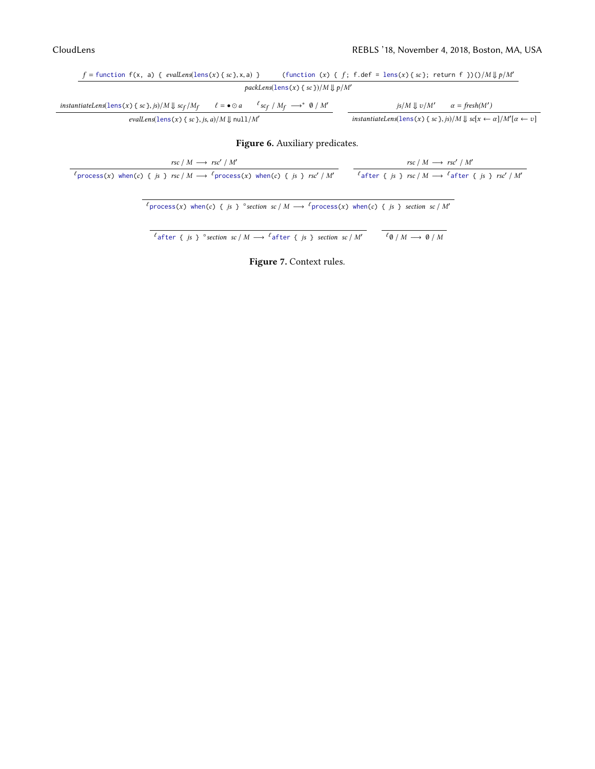$$\frac{f = \texttt{function f(x, a) \{ } \mathit{evalLens}(\texttt{lens}(x)\,\{\,sc\,\}, \texttt{x}, \texttt{a}) \texttt{ \}} \qquad (\texttt{function } (x) \texttt{ \{ } f\texttt{; f.def = lens}(x)\,\{\,sc\,\}\texttt{; return f \}})()/M \Downarrow p/M'}{\mathit{packLens}(\texttt{lens}(x)\,\{\,sc\,\})/M \Downarrow p/M'}$$

$$\frac{\mathit{instantiateLens}(\texttt{lens}(x)\,\{\,sc\,\}, js)/M \Downarrow sc_f/M_f \qquad \ell = \bullet \odot a \qquad {}^{\ell}sc_f \;/\; M_f \;\longrightarrow^{*}\; \emptyset \;/\; M'}{\mathit{evalLens}(\texttt{lens}(x)\,\{\,sc\,\}, js, a)/M \Downarrow \texttt{null}/M'}$$

$$\frac{js/M \Downarrow v/M' \qquad \alpha = \mathit{fresh}(M')}{\mathit{instantiateLens}(\texttt{lens}(x)\,\{\,sc\,\}, js)/M \Downarrow sc[x \leftarrow \alpha]/M'[\alpha \leftarrow v]}$$

**Figure 6.** Auxiliary predicates.

$$\frac{rsc \;/\; M \;\longrightarrow\; rsc' \;/\; M'}{{}^{\ell}\texttt{process}(x)\ \texttt{when}(c)\ \texttt{\{}\ js\ \texttt{\}}\ rsc \;/\; M \;\longrightarrow\; {}^{\ell}\texttt{process}(x)\ \texttt{when}(c)\ \texttt{\{}\ js\ \texttt{\}}\ rsc' \;/\; M'}$$

$$\frac{rsc \;/\; M \;\longrightarrow\; rsc' \;/\; M'}{{}^{\ell}\texttt{after}\ \texttt{\{}\ js\ \texttt{\}}\ rsc \;/\; M \;\longrightarrow\; {}^{\ell}\texttt{after}\ \texttt{\{}\ js\ \texttt{\}}\ rsc' \;/\; M'}$$

$$\frac{}{{}^{\ell}\texttt{process}(x)\ \texttt{when}(c)\ \texttt{\{}\ js\ \texttt{\}}\ {}^{\circ}\mathit{section}\ \ sc \;/\; M \;\longrightarrow\; {}^{\ell}\texttt{process}(x)\ \texttt{when}(c)\ \texttt{\{}\ js\ \texttt{\}}\ \mathit{section}\ \ sc \;/\; M'}$$

$$\frac{}{{}^{\ell}\texttt{after}\ \texttt{\{}\ js\ \texttt{\}}\ {}^{\circ}\mathit{section}\ \ sc \;/\; M \;\longrightarrow\; {}^{\ell}\texttt{after}\ \texttt{\{}\ js\ \texttt{\}}\ \mathit{section}\ \ sc \;/\; M'} \qquad \frac{}{{}^{\ell}\emptyset \;/\; M \;\longrightarrow\; \emptyset \;/\; M}$$

**Figure 7.** Context rules.